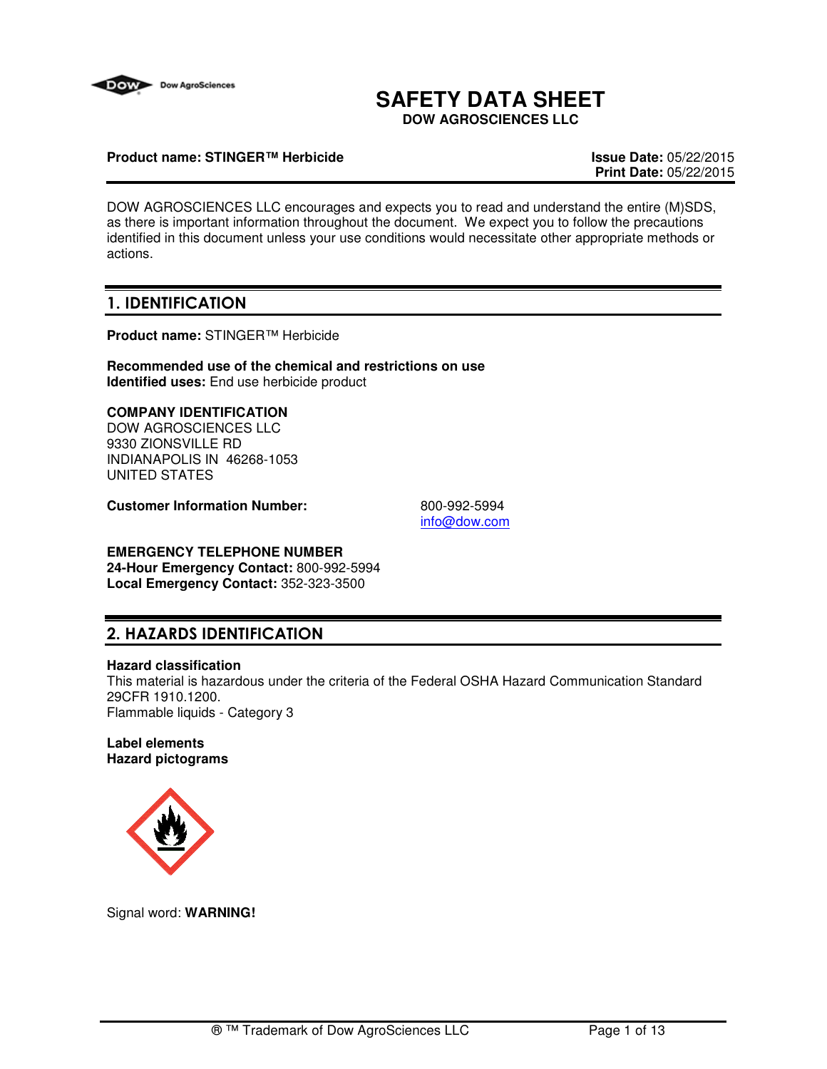# SAFETY DATA SHEET

**DOW AGROSCIENCES LLC**

**Product name: STINGER™ Herbicide**

**Issue Date:** 05/22/2015
**Print Date:** 05/22/2015

DOW AGROSCIENCES LLC encourages and expects you to read and understand the entire (M)SDS, as there is important information throughout the document. We expect you to follow the precautions identified in this document unless your use conditions would necessitate other appropriate methods or actions.

## 1. IDENTIFICATION

**Product name:** STINGER™ Herbicide

**Recommended use of the chemical and restrictions on use**
**Identified uses:** End use herbicide product

**COMPANY IDENTIFICATION**
DOW AGROSCIENCES LLC
9330 ZIONSVILLE RD
INDIANAPOLIS IN 46268-1053
UNITED STATES

**Customer Information Number:** 800-992-5994
info@dow.com

**EMERGENCY TELEPHONE NUMBER**
**24-Hour Emergency Contact:** 800-992-5994
**Local Emergency Contact:** 352-323-3500

## 2. HAZARDS IDENTIFICATION

**Hazard classification**
This material is hazardous under the criteria of the Federal OSHA Hazard Communication Standard 29CFR 1910.1200.
Flammable liquids - Category 3

**Label elements**
**Hazard pictograms**

Signal word: **WARNING!**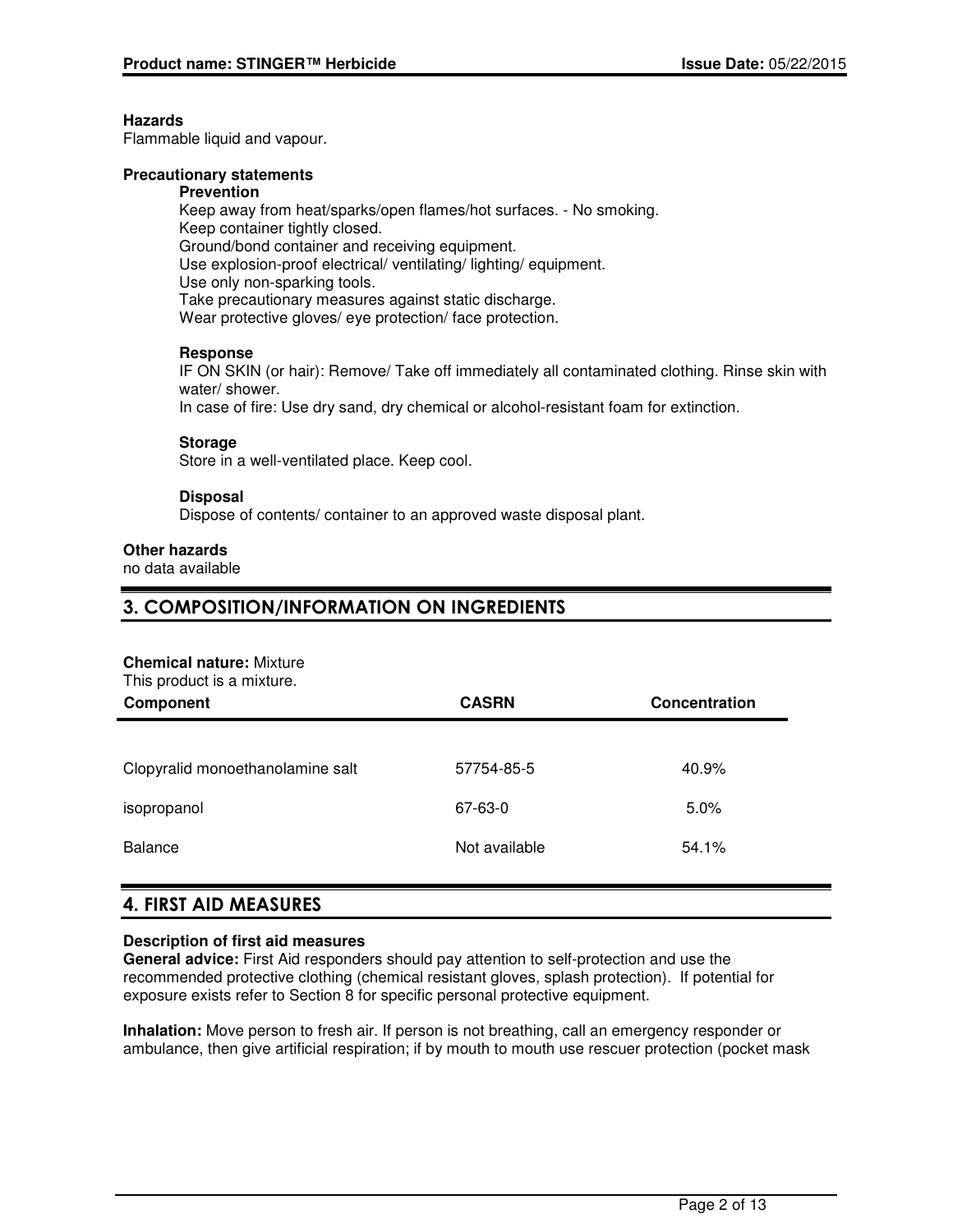**Hazards**
Flammable liquid and vapour.

**Precautionary statements**

**Prevention**
Keep away from heat/sparks/open flames/hot surfaces. - No smoking.
Keep container tightly closed.
Ground/bond container and receiving equipment.
Use explosion-proof electrical/ ventilating/ lighting/ equipment.
Use only non-sparking tools.
Take precautionary measures against static discharge.
Wear protective gloves/ eye protection/ face protection.

**Response**
IF ON SKIN (or hair): Remove/ Take off immediately all contaminated clothing. Rinse skin with water/ shower.
In case of fire: Use dry sand, dry chemical or alcohol-resistant foam for extinction.

**Storage**
Store in a well-ventilated place. Keep cool.

**Disposal**
Dispose of contents/ container to an approved waste disposal plant.

**Other hazards**
no data available

## 3. COMPOSITION/INFORMATION ON INGREDIENTS

**Chemical nature:** Mixture
This product is a mixture.

| Component | CASRN | Concentration |
|---|---|---|
| Clopyralid monoethanolamine salt | 57754-85-5 | 40.9% |
| isopropanol | 67-63-0 | 5.0% |
| Balance | Not available | 54.1% |

## 4. FIRST AID MEASURES

**Description of first aid measures**

**General advice:** First Aid responders should pay attention to self-protection and use the recommended protective clothing (chemical resistant gloves, splash protection). If potential for exposure exists refer to Section 8 for specific personal protective equipment.

**Inhalation:** Move person to fresh air. If person is not breathing, call an emergency responder or ambulance, then give artificial respiration; if by mouth to mouth use rescuer protection (pocket mask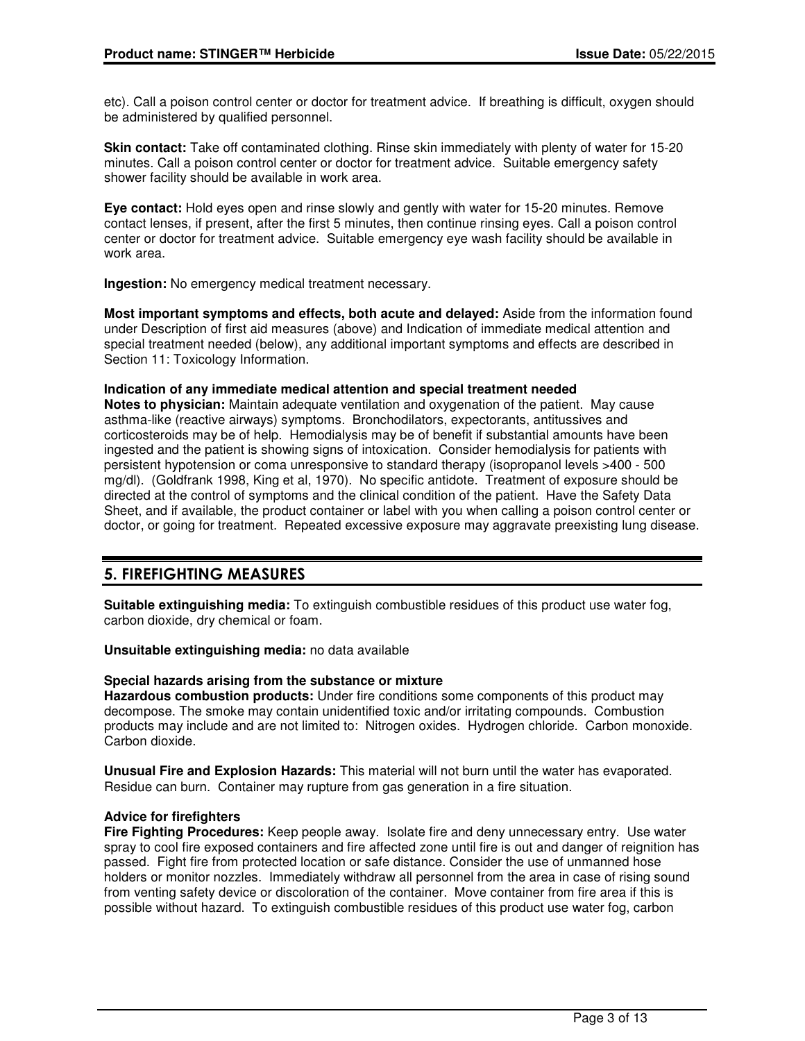etc). Call a poison control center or doctor for treatment advice. If breathing is difficult, oxygen should be administered by qualified personnel.

**Skin contact:** Take off contaminated clothing. Rinse skin immediately with plenty of water for 15-20 minutes. Call a poison control center or doctor for treatment advice. Suitable emergency safety shower facility should be available in work area.

**Eye contact:** Hold eyes open and rinse slowly and gently with water for 15-20 minutes. Remove contact lenses, if present, after the first 5 minutes, then continue rinsing eyes. Call a poison control center or doctor for treatment advice. Suitable emergency eye wash facility should be available in work area.

**Ingestion:** No emergency medical treatment necessary.

**Most important symptoms and effects, both acute and delayed:** Aside from the information found under Description of first aid measures (above) and Indication of immediate medical attention and special treatment needed (below), any additional important symptoms and effects are described in Section 11: Toxicology Information.

**Indication of any immediate medical attention and special treatment needed**

**Notes to physician:** Maintain adequate ventilation and oxygenation of the patient. May cause asthma-like (reactive airways) symptoms. Bronchodilators, expectorants, antitussives and corticosteroids may be of help. Hemodialysis may be of benefit if substantial amounts have been ingested and the patient is showing signs of intoxication. Consider hemodialysis for patients with persistent hypotension or coma unresponsive to standard therapy (isopropanol levels >400 - 500 mg/dl). (Goldfrank 1998, King et al, 1970). No specific antidote. Treatment of exposure should be directed at the control of symptoms and the clinical condition of the patient. Have the Safety Data Sheet, and if available, the product container or label with you when calling a poison control center or doctor, or going for treatment. Repeated excessive exposure may aggravate preexisting lung disease.

## 5. FIREFIGHTING MEASURES

**Suitable extinguishing media:** To extinguish combustible residues of this product use water fog, carbon dioxide, dry chemical or foam.

**Unsuitable extinguishing media:** no data available

**Special hazards arising from the substance or mixture**

**Hazardous combustion products:** Under fire conditions some components of this product may decompose. The smoke may contain unidentified toxic and/or irritating compounds. Combustion products may include and are not limited to: Nitrogen oxides. Hydrogen chloride. Carbon monoxide. Carbon dioxide.

**Unusual Fire and Explosion Hazards:** This material will not burn until the water has evaporated. Residue can burn. Container may rupture from gas generation in a fire situation.

**Advice for firefighters**

**Fire Fighting Procedures:** Keep people away. Isolate fire and deny unnecessary entry. Use water spray to cool fire exposed containers and fire affected zone until fire is out and danger of reignition has passed. Fight fire from protected location or safe distance. Consider the use of unmanned hose holders or monitor nozzles. Immediately withdraw all personnel from the area in case of rising sound from venting safety device or discoloration of the container. Move container from fire area if this is possible without hazard. To extinguish combustible residues of this product use water fog, carbon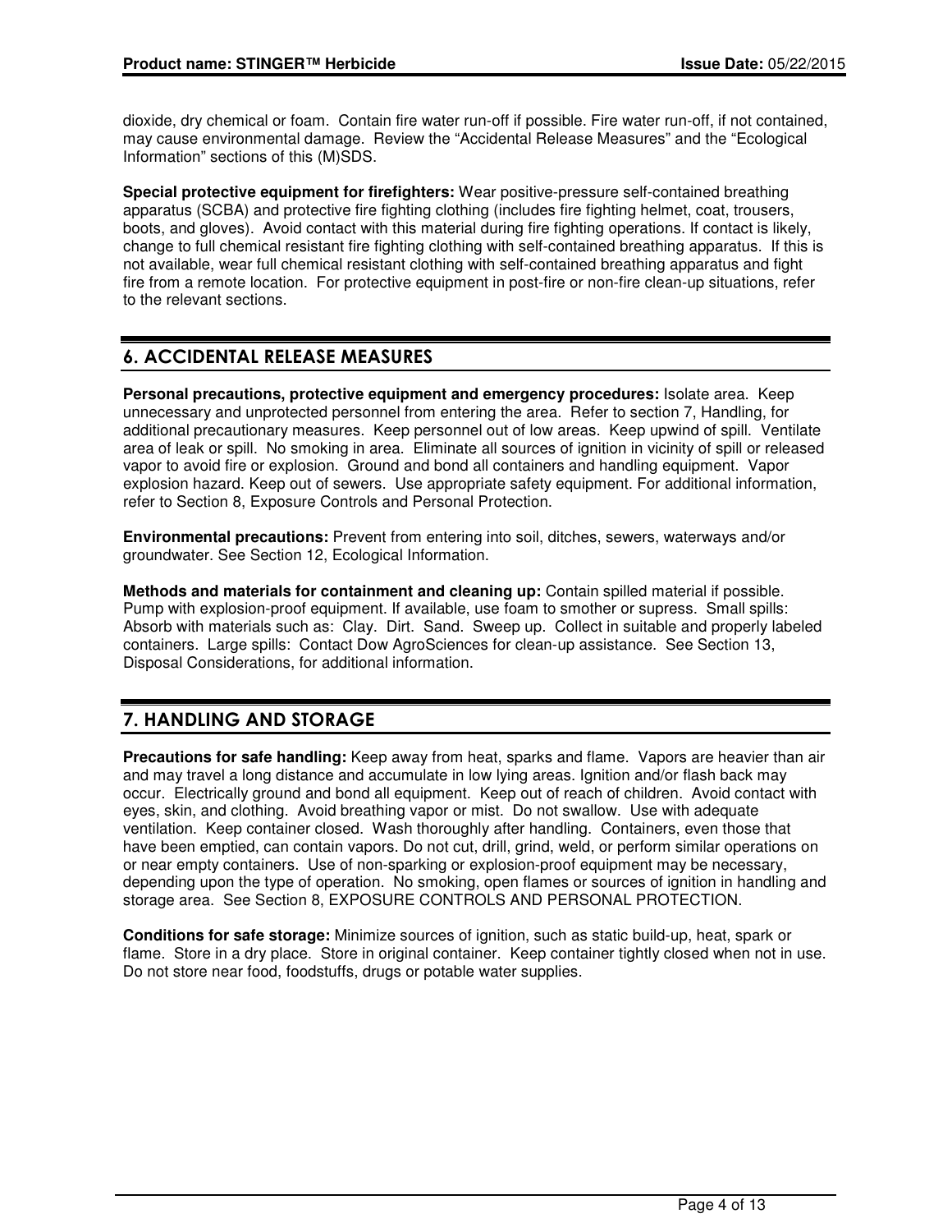dioxide, dry chemical or foam. Contain fire water run-off if possible. Fire water run-off, if not contained, may cause environmental damage. Review the “Accidental Release Measures” and the “Ecological Information” sections of this (M)SDS.

**Special protective equipment for firefighters:** Wear positive-pressure self-contained breathing apparatus (SCBA) and protective fire fighting clothing (includes fire fighting helmet, coat, trousers, boots, and gloves). Avoid contact with this material during fire fighting operations. If contact is likely, change to full chemical resistant fire fighting clothing with self-contained breathing apparatus. If this is not available, wear full chemical resistant clothing with self-contained breathing apparatus and fight fire from a remote location. For protective equipment in post-fire or non-fire clean-up situations, refer to the relevant sections.

## 6. ACCIDENTAL RELEASE MEASURES

**Personal precautions, protective equipment and emergency procedures:** Isolate area. Keep unnecessary and unprotected personnel from entering the area. Refer to section 7, Handling, for additional precautionary measures. Keep personnel out of low areas. Keep upwind of spill. Ventilate area of leak or spill. No smoking in area. Eliminate all sources of ignition in vicinity of spill or released vapor to avoid fire or explosion. Ground and bond all containers and handling equipment. Vapor explosion hazard. Keep out of sewers. Use appropriate safety equipment. For additional information, refer to Section 8, Exposure Controls and Personal Protection.

**Environmental precautions:** Prevent from entering into soil, ditches, sewers, waterways and/or groundwater. See Section 12, Ecological Information.

**Methods and materials for containment and cleaning up:** Contain spilled material if possible. Pump with explosion-proof equipment. If available, use foam to smother or supress. Small spills: Absorb with materials such as: Clay. Dirt. Sand. Sweep up. Collect in suitable and properly labeled containers. Large spills: Contact Dow AgroSciences for clean-up assistance. See Section 13, Disposal Considerations, for additional information.

## 7. HANDLING AND STORAGE

**Precautions for safe handling:** Keep away from heat, sparks and flame. Vapors are heavier than air and may travel a long distance and accumulate in low lying areas. Ignition and/or flash back may occur. Electrically ground and bond all equipment. Keep out of reach of children. Avoid contact with eyes, skin, and clothing. Avoid breathing vapor or mist. Do not swallow. Use with adequate ventilation. Keep container closed. Wash thoroughly after handling. Containers, even those that have been emptied, can contain vapors. Do not cut, drill, grind, weld, or perform similar operations on or near empty containers. Use of non-sparking or explosion-proof equipment may be necessary, depending upon the type of operation. No smoking, open flames or sources of ignition in handling and storage area. See Section 8, EXPOSURE CONTROLS AND PERSONAL PROTECTION.

**Conditions for safe storage:** Minimize sources of ignition, such as static build-up, heat, spark or flame. Store in a dry place. Store in original container. Keep container tightly closed when not in use. Do not store near food, foodstuffs, drugs or potable water supplies.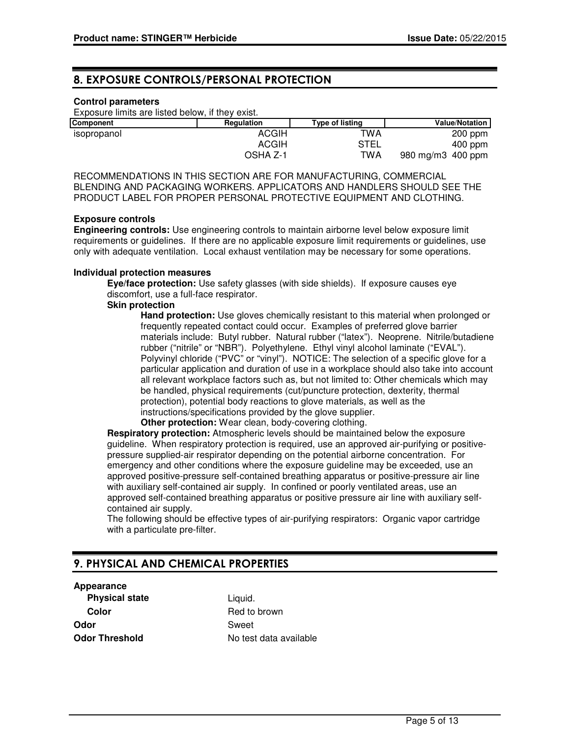## 8. EXPOSURE CONTROLS/PERSONAL PROTECTION

**Control parameters**

Exposure limits are listed below, if they exist.

| Component | Regulation | Type of listing | Value/Notation |
|---|---|---|---|
| isopropanol | ACGIH | TWA | 200 ppm |
| | ACGIH | STEL | 400 ppm |
| | OSHA Z-1 | TWA | 980 mg/m3 400 ppm |

RECOMMENDATIONS IN THIS SECTION ARE FOR MANUFACTURING, COMMERCIAL BLENDING AND PACKAGING WORKERS. APPLICATORS AND HANDLERS SHOULD SEE THE PRODUCT LABEL FOR PROPER PERSONAL PROTECTIVE EQUIPMENT AND CLOTHING.

**Exposure controls**

**Engineering controls:** Use engineering controls to maintain airborne level below exposure limit requirements or guidelines. If there are no applicable exposure limit requirements or guidelines, use only with adequate ventilation. Local exhaust ventilation may be necessary for some operations.

**Individual protection measures**

**Eye/face protection:** Use safety glasses (with side shields). If exposure causes eye discomfort, use a full-face respirator.

**Skin protection**

**Hand protection:** Use gloves chemically resistant to this material when prolonged or frequently repeated contact could occur. Examples of preferred glove barrier materials include: Butyl rubber. Natural rubber ("latex"). Neoprene. Nitrile/butadiene rubber ("nitrile" or "NBR"). Polyethylene. Ethyl vinyl alcohol laminate ("EVAL"). Polyvinyl chloride ("PVC" or "vinyl"). NOTICE: The selection of a specific glove for a particular application and duration of use in a workplace should also take into account all relevant workplace factors such as, but not limited to: Other chemicals which may be handled, physical requirements (cut/puncture protection, dexterity, thermal protection), potential body reactions to glove materials, as well as the instructions/specifications provided by the glove supplier.

**Other protection:** Wear clean, body-covering clothing.

**Respiratory protection:** Atmospheric levels should be maintained below the exposure guideline. When respiratory protection is required, use an approved air-purifying or positive-pressure supplied-air respirator depending on the potential airborne concentration. For emergency and other conditions where the exposure guideline may be exceeded, use an approved positive-pressure self-contained breathing apparatus or positive-pressure air line with auxiliary self-contained air supply. In confined or poorly ventilated areas, use an approved self-contained breathing apparatus or positive pressure air line with auxiliary self-contained air supply.

The following should be effective types of air-purifying respirators: Organic vapor cartridge with a particulate pre-filter.

## 9. PHYSICAL AND CHEMICAL PROPERTIES

**Appearance**

| | |
|---|---|
| **Physical state** | Liquid. |
| **Color** | Red to brown |
| **Odor** | Sweet |
| **Odor Threshold** | No test data available |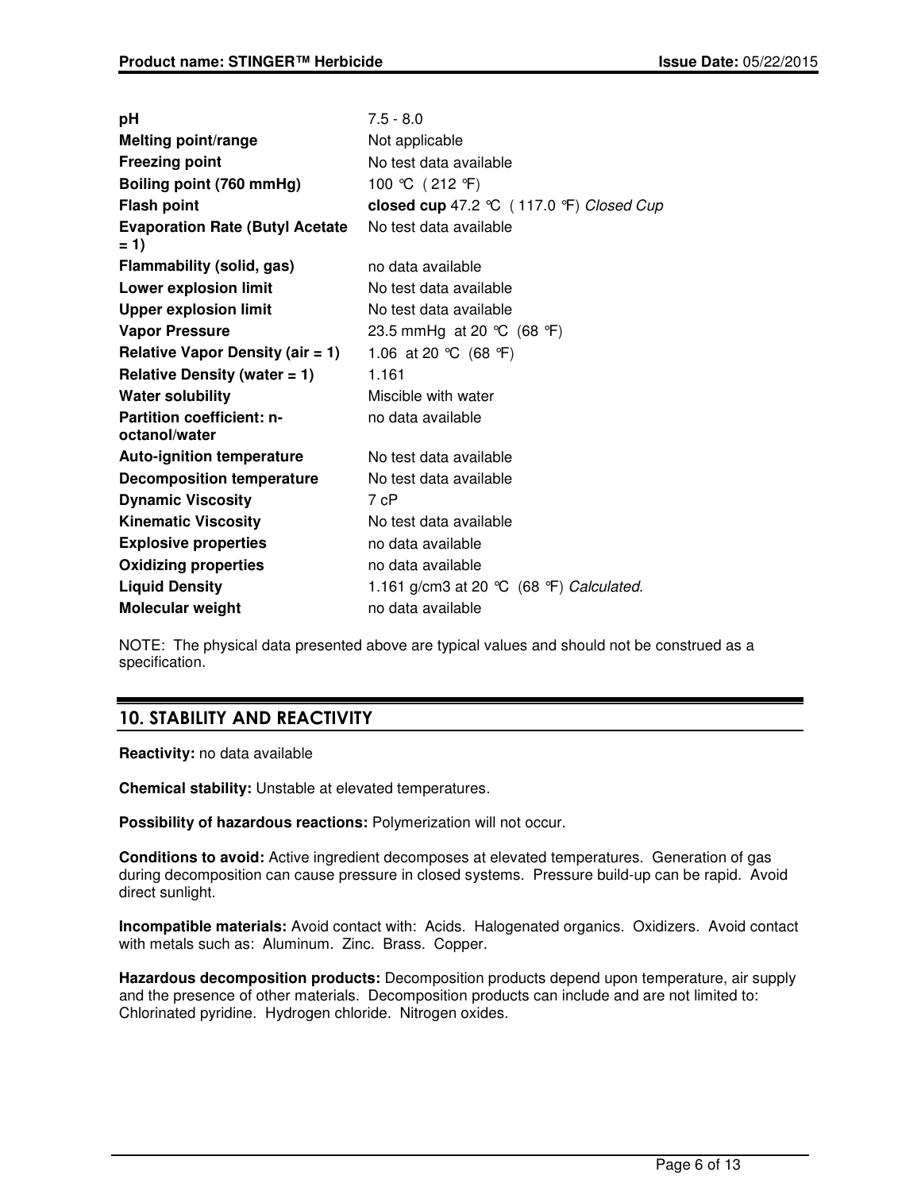| | |
|---|---|
| **pH** | 7.5 - 8.0 |
| **Melting point/range** | Not applicable |
| **Freezing point** | No test data available |
| **Boiling point (760 mmHg)** | 100 °C ( 212 °F) |
| **Flash point** | **closed cup** 47.2 °C ( 117.0 °F) *Closed Cup* |
| **Evaporation Rate (Butyl Acetate = 1)** | No test data available |
| **Flammability (solid, gas)** | no data available |
| **Lower explosion limit** | No test data available |
| **Upper explosion limit** | No test data available |
| **Vapor Pressure** | 23.5 mmHg at 20 °C (68 °F) |
| **Relative Vapor Density (air = 1)** | 1.06 at 20 °C (68 °F) |
| **Relative Density (water = 1)** | 1.161 |
| **Water solubility** | Miscible with water |
| **Partition coefficient: n-octanol/water** | no data available |
| **Auto-ignition temperature** | No test data available |
| **Decomposition temperature** | No test data available |
| **Dynamic Viscosity** | 7 cP |
| **Kinematic Viscosity** | No test data available |
| **Explosive properties** | no data available |
| **Oxidizing properties** | no data available |
| **Liquid Density** | 1.161 g/cm3 at 20 °C (68 °F) *Calculated.* |
| **Molecular weight** | no data available |

NOTE: The physical data presented above are typical values and should not be construed as a specification.

## 10. STABILITY AND REACTIVITY

**Reactivity:** no data available

**Chemical stability:** Unstable at elevated temperatures.

**Possibility of hazardous reactions:** Polymerization will not occur.

**Conditions to avoid:** Active ingredient decomposes at elevated temperatures. Generation of gas during decomposition can cause pressure in closed systems. Pressure build-up can be rapid. Avoid direct sunlight.

**Incompatible materials:** Avoid contact with: Acids. Halogenated organics. Oxidizers. Avoid contact with metals such as: Aluminum. Zinc. Brass. Copper.

**Hazardous decomposition products:** Decomposition products depend upon temperature, air supply and the presence of other materials. Decomposition products can include and are not limited to: Chlorinated pyridine. Hydrogen chloride. Nitrogen oxides.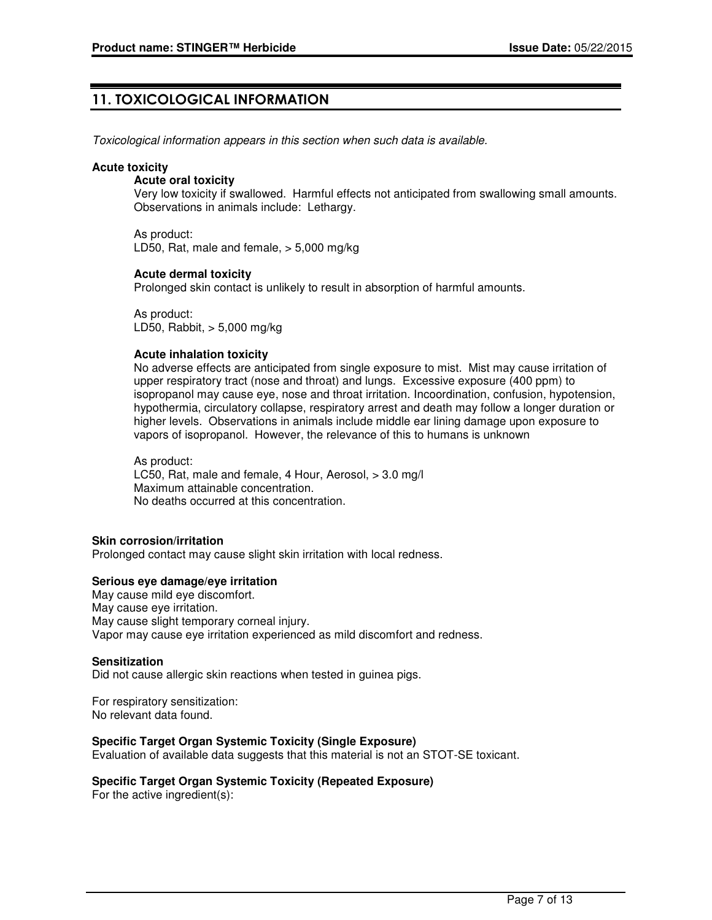## 11. TOXICOLOGICAL INFORMATION

*Toxicological information appears in this section when such data is available.*

**Acute toxicity**

**Acute oral toxicity**

Very low toxicity if swallowed. Harmful effects not anticipated from swallowing small amounts. Observations in animals include: Lethargy.

As product:
LD50, Rat, male and female, > 5,000 mg/kg

**Acute dermal toxicity**

Prolonged skin contact is unlikely to result in absorption of harmful amounts.

As product:
LD50, Rabbit, > 5,000 mg/kg

**Acute inhalation toxicity**

No adverse effects are anticipated from single exposure to mist. Mist may cause irritation of upper respiratory tract (nose and throat) and lungs. Excessive exposure (400 ppm) to isopropanol may cause eye, nose and throat irritation. Incoordination, confusion, hypotension, hypothermia, circulatory collapse, respiratory arrest and death may follow a longer duration or higher levels. Observations in animals include middle ear lining damage upon exposure to vapors of isopropanol. However, the relevance of this to humans is unknown

As product:
LC50, Rat, male and female, 4 Hour, Aerosol, > 3.0 mg/l
Maximum attainable concentration.
No deaths occurred at this concentration.

**Skin corrosion/irritation**

Prolonged contact may cause slight skin irritation with local redness.

**Serious eye damage/eye irritation**

May cause mild eye discomfort.
May cause eye irritation.
May cause slight temporary corneal injury.
Vapor may cause eye irritation experienced as mild discomfort and redness.

**Sensitization**

Did not cause allergic skin reactions when tested in guinea pigs.

For respiratory sensitization:
No relevant data found.

**Specific Target Organ Systemic Toxicity (Single Exposure)**

Evaluation of available data suggests that this material is not an STOT-SE toxicant.

**Specific Target Organ Systemic Toxicity (Repeated Exposure)**

For the active ingredient(s):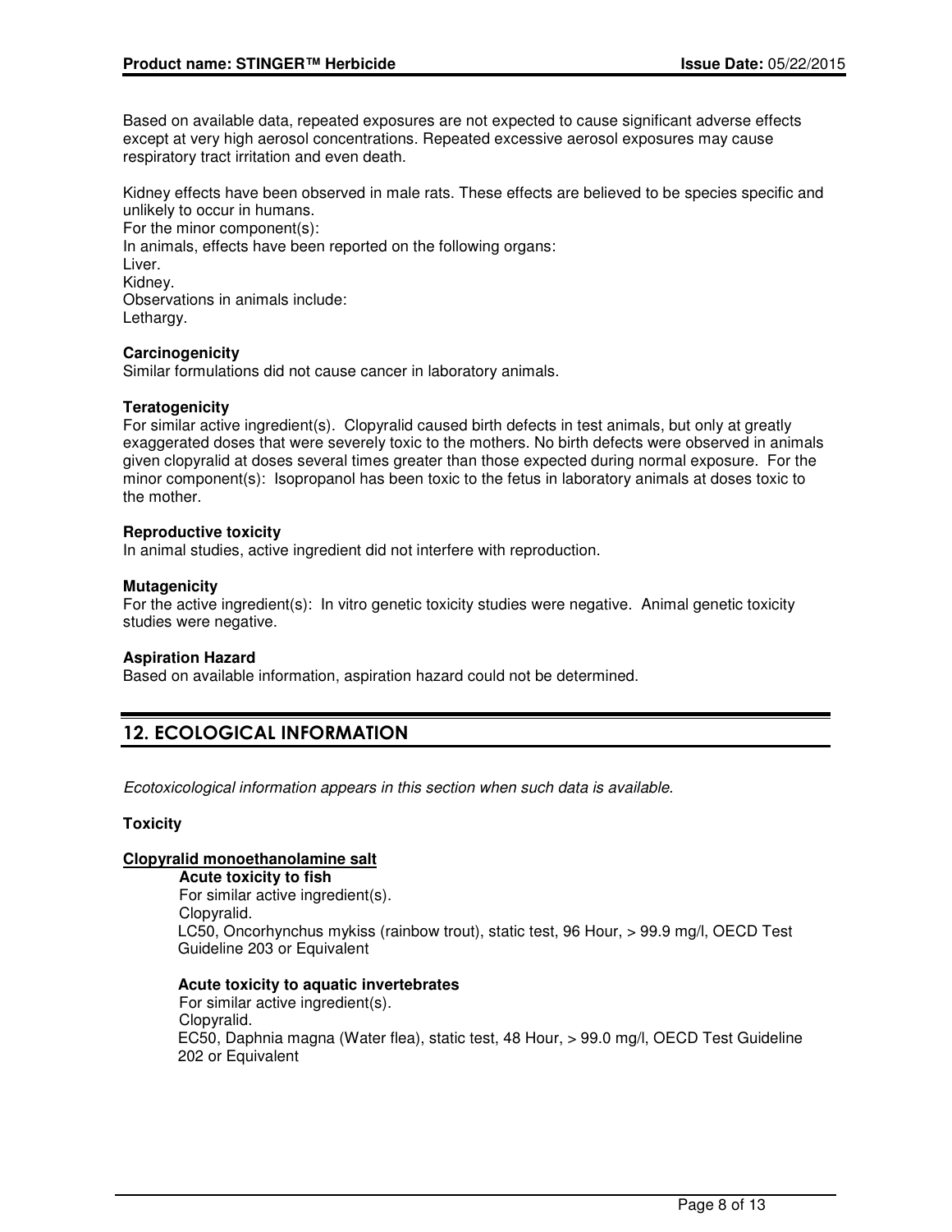Based on available data, repeated exposures are not expected to cause significant adverse effects except at very high aerosol concentrations. Repeated excessive aerosol exposures may cause respiratory tract irritation and even death.

Kidney effects have been observed in male rats. These effects are believed to be species specific and unlikely to occur in humans.
For the minor component(s):
In animals, effects have been reported on the following organs:
Liver.
Kidney.
Observations in animals include:
Lethargy.

**Carcinogenicity**
Similar formulations did not cause cancer in laboratory animals.

**Teratogenicity**
For similar active ingredient(s). Clopyralid caused birth defects in test animals, but only at greatly exaggerated doses that were severely toxic to the mothers. No birth defects were observed in animals given clopyralid at doses several times greater than those expected during normal exposure. For the minor component(s): Isopropanol has been toxic to the fetus in laboratory animals at doses toxic to the mother.

**Reproductive toxicity**
In animal studies, active ingredient did not interfere with reproduction.

**Mutagenicity**
For the active ingredient(s): In vitro genetic toxicity studies were negative. Animal genetic toxicity studies were negative.

**Aspiration Hazard**
Based on available information, aspiration hazard could not be determined.

## 12. ECOLOGICAL INFORMATION

*Ecotoxicological information appears in this section when such data is available.*

**Toxicity**

**Clopyralid monoethanolamine salt**

**Acute toxicity to fish**
For similar active ingredient(s).
Clopyralid.
LC50, Oncorhynchus mykiss (rainbow trout), static test, 96 Hour, > 99.9 mg/l, OECD Test Guideline 203 or Equivalent

**Acute toxicity to aquatic invertebrates**
For similar active ingredient(s).
Clopyralid.
EC50, Daphnia magna (Water flea), static test, 48 Hour, > 99.0 mg/l, OECD Test Guideline 202 or Equivalent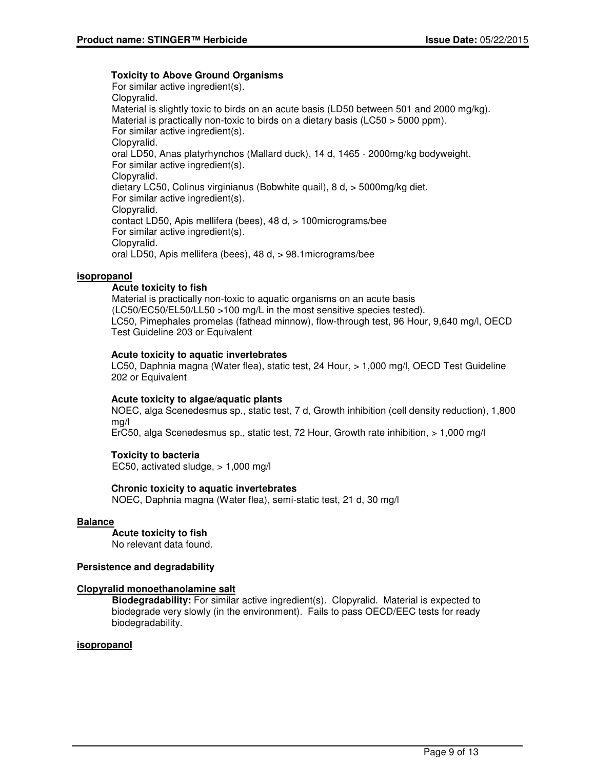**Toxicity to Above Ground Organisms**

For similar active ingredient(s).
Clopyralid.
Material is slightly toxic to birds on an acute basis (LD50 between 501 and 2000 mg/kg).
Material is practically non-toxic to birds on a dietary basis (LC50 > 5000 ppm).
For similar active ingredient(s).
Clopyralid.
oral LD50, Anas platyrhynchos (Mallard duck), 14 d, 1465 - 2000mg/kg bodyweight.
For similar active ingredient(s).
Clopyralid.
dietary LC50, Colinus virginianus (Bobwhite quail), 8 d, > 5000mg/kg diet.
For similar active ingredient(s).
Clopyralid.
contact LD50, Apis mellifera (bees), 48 d, > 100micrograms/bee
For similar active ingredient(s).
Clopyralid.
oral LD50, Apis mellifera (bees), 48 d, > 98.1micrograms/bee

**isopropanol**

**Acute toxicity to fish**

Material is practically non-toxic to aquatic organisms on an acute basis (LC50/EC50/EL50/LL50 >100 mg/L in the most sensitive species tested).
LC50, Pimephales promelas (fathead minnow), flow-through test, 96 Hour, 9,640 mg/l, OECD Test Guideline 203 or Equivalent

**Acute toxicity to aquatic invertebrates**

LC50, Daphnia magna (Water flea), static test, 24 Hour, > 1,000 mg/l, OECD Test Guideline 202 or Equivalent

**Acute toxicity to algae/aquatic plants**

NOEC, alga Scenedesmus sp., static test, 7 d, Growth inhibition (cell density reduction), 1,800 mg/l
ErC50, alga Scenedesmus sp., static test, 72 Hour, Growth rate inhibition, > 1,000 mg/l

**Toxicity to bacteria**

EC50, activated sludge, > 1,000 mg/l

**Chronic toxicity to aquatic invertebrates**

NOEC, Daphnia magna (Water flea), semi-static test, 21 d, 30 mg/l

**Balance**

**Acute toxicity to fish**

No relevant data found.

**Persistence and degradability**

**Clopyralid monoethanolamine salt**

**Biodegradability:** For similar active ingredient(s). Clopyralid. Material is expected to biodegrade very slowly (in the environment). Fails to pass OECD/EEC tests for ready biodegradability.

**isopropanol**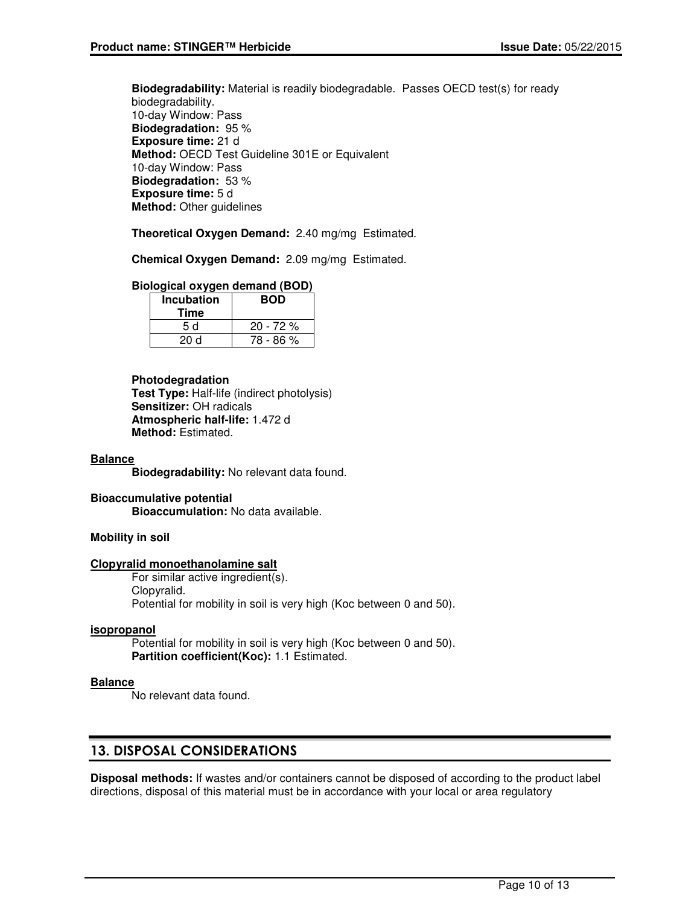**Biodegradability:** Material is readily biodegradable. Passes OECD test(s) for ready biodegradability.
10-day Window: Pass
**Biodegradation:** 95 %
**Exposure time:** 21 d
**Method:** OECD Test Guideline 301E or Equivalent
10-day Window: Pass
**Biodegradation:** 53 %
**Exposure time:** 5 d
**Method:** Other guidelines

**Theoretical Oxygen Demand:** 2.40 mg/mg Estimated.

**Chemical Oxygen Demand:** 2.09 mg/mg Estimated.

**Biological oxygen demand (BOD)**

| Incubation Time | BOD |
|---|---|
| 5 d | 20 - 72 % |
| 20 d | 78 - 86 % |

**Photodegradation**
**Test Type:** Half-life (indirect photolysis)
**Sensitizer:** OH radicals
**Atmospheric half-life:** 1.472 d
**Method:** Estimated.

**Balance**
**Biodegradability:** No relevant data found.

**Bioaccumulative potential**
**Bioaccumulation:** No data available.

**Mobility in soil**

**Clopyralid monoethanolamine salt**
For similar active ingredient(s).
Clopyralid.
Potential for mobility in soil is very high (Koc between 0 and 50).

**isopropanol**
Potential for mobility in soil is very high (Koc between 0 and 50).
**Partition coefficient(Koc):** 1.1 Estimated.

**Balance**
No relevant data found.

## 13. DISPOSAL CONSIDERATIONS

**Disposal methods:** If wastes and/or containers cannot be disposed of according to the product label directions, disposal of this material must be in accordance with your local or area regulatory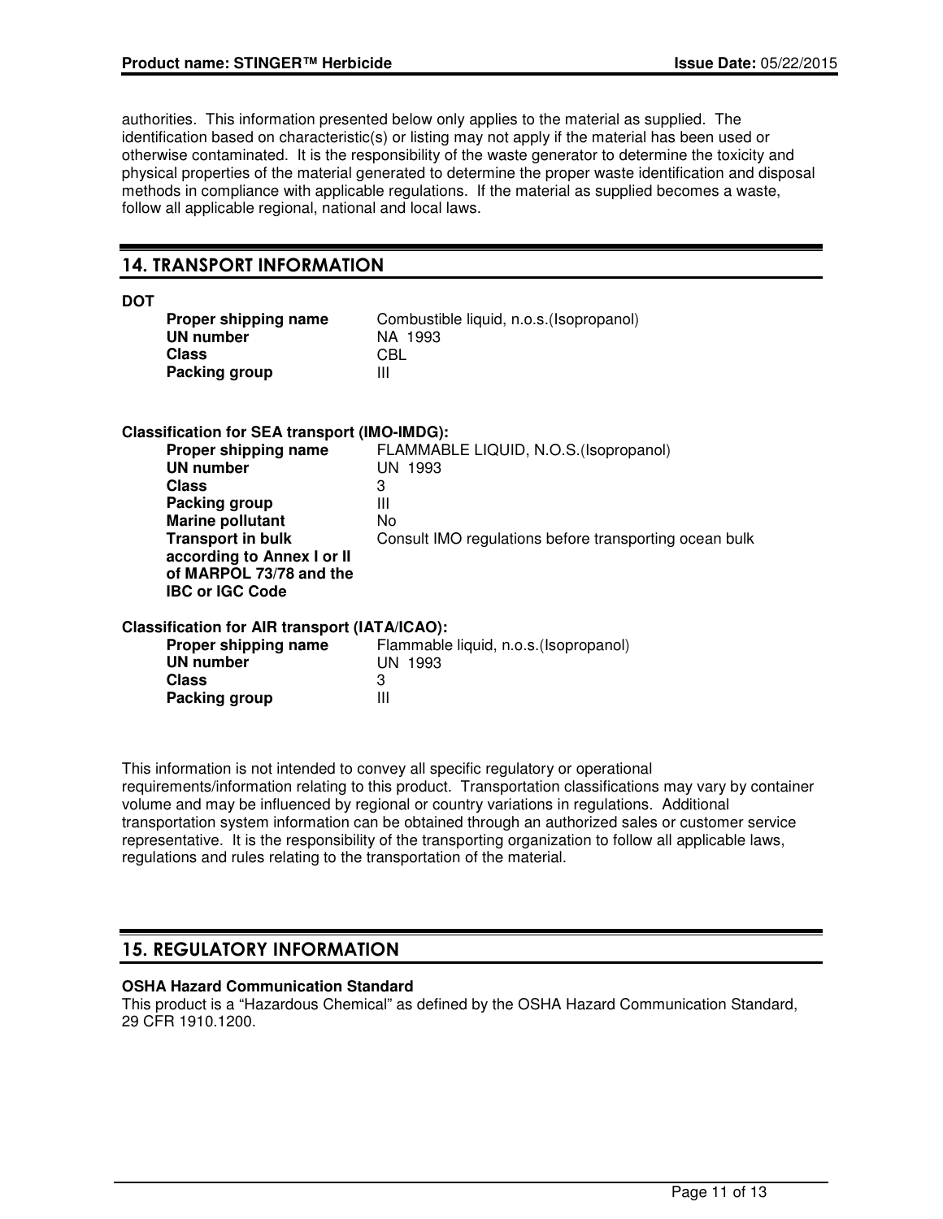authorities. This information presented below only applies to the material as supplied. The identification based on characteristic(s) or listing may not apply if the material has been used or otherwise contaminated. It is the responsibility of the waste generator to determine the toxicity and physical properties of the material generated to determine the proper waste identification and disposal methods in compliance with applicable regulations. If the material as supplied becomes a waste, follow all applicable regional, national and local laws.

## 14. TRANSPORT INFORMATION

**DOT**

| | |
|---|---|
| **Proper shipping name** | Combustible liquid, n.o.s.(Isopropanol) |
| **UN number** | NA 1993 |
| **Class** | CBL |
| **Packing group** | III |

**Classification for SEA transport (IMO-IMDG):**

| | |
|---|---|
| **Proper shipping name** | FLAMMABLE LIQUID, N.O.S.(Isopropanol) |
| **UN number** | UN 1993 |
| **Class** | 3 |
| **Packing group** | III |
| **Marine pollutant** | No |
| **Transport in bulk according to Annex I or II of MARPOL 73/78 and the IBC or IGC Code** | Consult IMO regulations before transporting ocean bulk |

**Classification for AIR transport (IATA/ICAO):**

| | |
|---|---|
| **Proper shipping name** | Flammable liquid, n.o.s.(Isopropanol) |
| **UN number** | UN 1993 |
| **Class** | 3 |
| **Packing group** | III |

This information is not intended to convey all specific regulatory or operational requirements/information relating to this product. Transportation classifications may vary by container volume and may be influenced by regional or country variations in regulations. Additional transportation system information can be obtained through an authorized sales or customer service representative. It is the responsibility of the transporting organization to follow all applicable laws, regulations and rules relating to the transportation of the material.

## 15. REGULATORY INFORMATION

**OSHA Hazard Communication Standard**

This product is a “Hazardous Chemical” as defined by the OSHA Hazard Communication Standard, 29 CFR 1910.1200.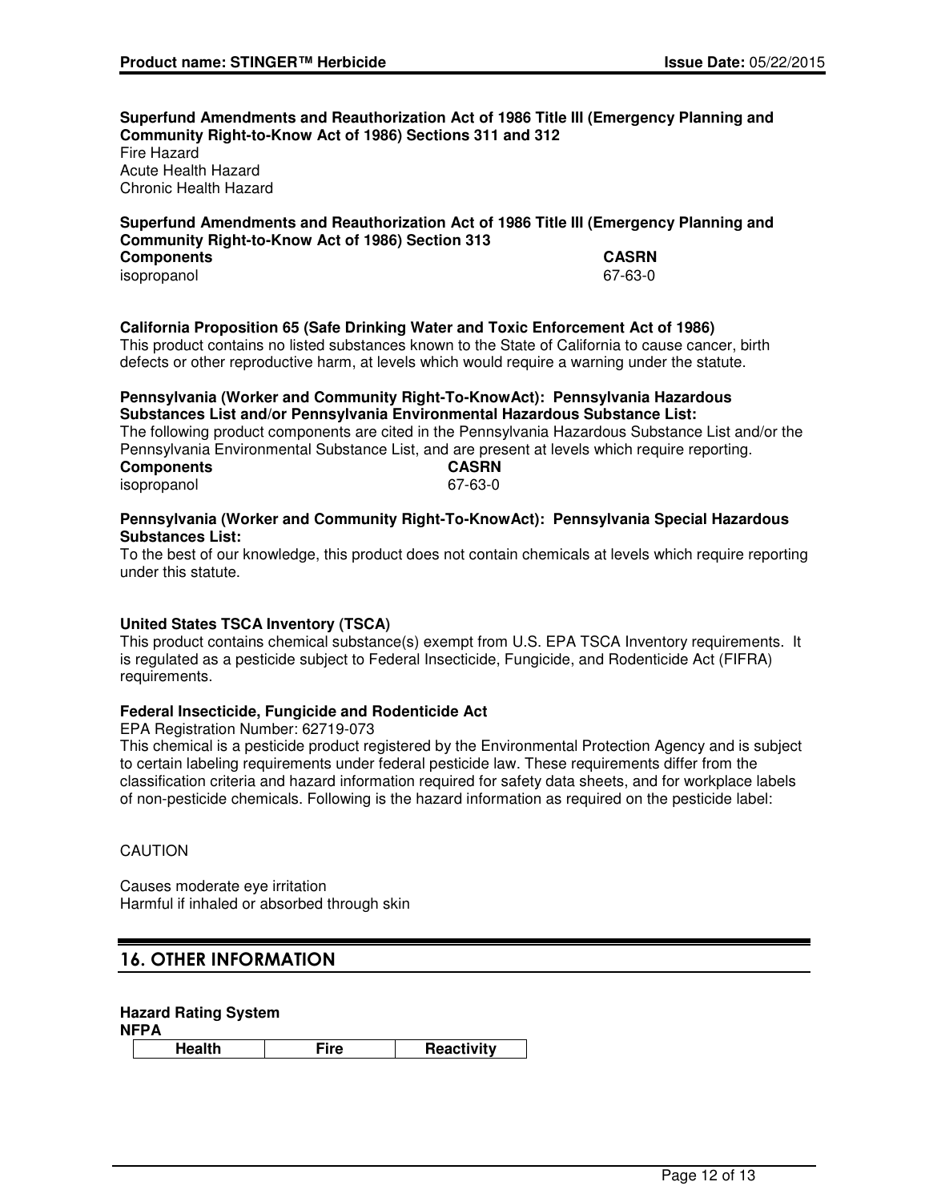**Superfund Amendments and Reauthorization Act of 1986 Title III (Emergency Planning and Community Right-to-Know Act of 1986) Sections 311 and 312**
Fire Hazard
Acute Health Hazard
Chronic Health Hazard

**Superfund Amendments and Reauthorization Act of 1986 Title III (Emergency Planning and Community Right-to-Know Act of 1986) Section 313**

| **Components** | **CASRN** |
|---|---|
| isopropanol | 67-63-0 |

**California Proposition 65 (Safe Drinking Water and Toxic Enforcement Act of 1986)**
This product contains no listed substances known to the State of California to cause cancer, birth defects or other reproductive harm, at levels which would require a warning under the statute.

**Pennsylvania (Worker and Community Right-To-KnowAct): Pennsylvania Hazardous Substances List and/or Pennsylvania Environmental Hazardous Substance List:**
The following product components are cited in the Pennsylvania Hazardous Substance List and/or the Pennsylvania Environmental Substance List, and are present at levels which require reporting.

| **Components** | **CASRN** |
|---|---|
| isopropanol | 67-63-0 |

**Pennsylvania (Worker and Community Right-To-KnowAct): Pennsylvania Special Hazardous Substances List:**
To the best of our knowledge, this product does not contain chemicals at levels which require reporting under this statute.

**United States TSCA Inventory (TSCA)**
This product contains chemical substance(s) exempt from U.S. EPA TSCA Inventory requirements. It is regulated as a pesticide subject to Federal Insecticide, Fungicide, and Rodenticide Act (FIFRA) requirements.

**Federal Insecticide, Fungicide and Rodenticide Act**
EPA Registration Number: 62719-073
This chemical is a pesticide product registered by the Environmental Protection Agency and is subject to certain labeling requirements under federal pesticide law. These requirements differ from the classification criteria and hazard information required for safety data sheets, and for workplace labels of non-pesticide chemicals. Following is the hazard information as required on the pesticide label:

CAUTION

Causes moderate eye irritation
Harmful if inhaled or absorbed through skin

## 16. OTHER INFORMATION

**Hazard Rating System**
**NFPA**

| Health | Fire | Reactivity |
|---|---|---|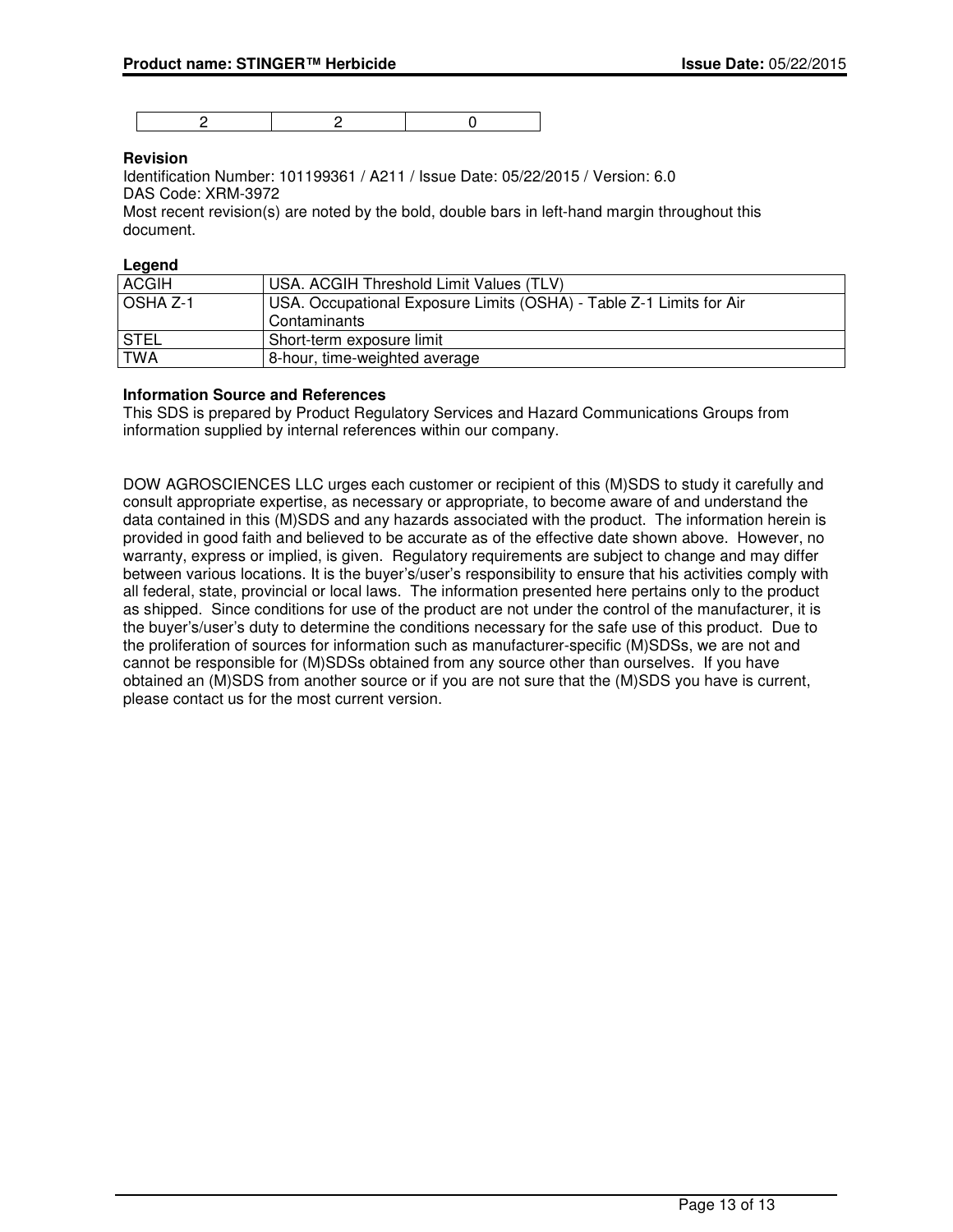| | | |
|---|---|---|
| 2 | 2 | 0 |

**Revision**

Identification Number: 101199361 / A211 / Issue Date: 05/22/2015 / Version: 6.0
DAS Code: XRM-3972
Most recent revision(s) are noted by the bold, double bars in left-hand margin throughout this document.

**Legend**

| | |
|---|---|
| ACGIH | USA. ACGIH Threshold Limit Values (TLV) |
| OSHA Z-1 | USA. Occupational Exposure Limits (OSHA) - Table Z-1 Limits for Air Contaminants |
| STEL | Short-term exposure limit |
| TWA | 8-hour, time-weighted average |

**Information Source and References**

This SDS is prepared by Product Regulatory Services and Hazard Communications Groups from information supplied by internal references within our company.

DOW AGROSCIENCES LLC urges each customer or recipient of this (M)SDS to study it carefully and consult appropriate expertise, as necessary or appropriate, to become aware of and understand the data contained in this (M)SDS and any hazards associated with the product. The information herein is provided in good faith and believed to be accurate as of the effective date shown above. However, no warranty, express or implied, is given. Regulatory requirements are subject to change and may differ between various locations. It is the buyer's/user's responsibility to ensure that his activities comply with all federal, state, provincial or local laws. The information presented here pertains only to the product as shipped. Since conditions for use of the product are not under the control of the manufacturer, it is the buyer's/user's duty to determine the conditions necessary for the safe use of this product. Due to the proliferation of sources for information such as manufacturer-specific (M)SDSs, we are not and cannot be responsible for (M)SDSs obtained from any source other than ourselves. If you have obtained an (M)SDS from another source or if you are not sure that the (M)SDS you have is current, please contact us for the most current version.